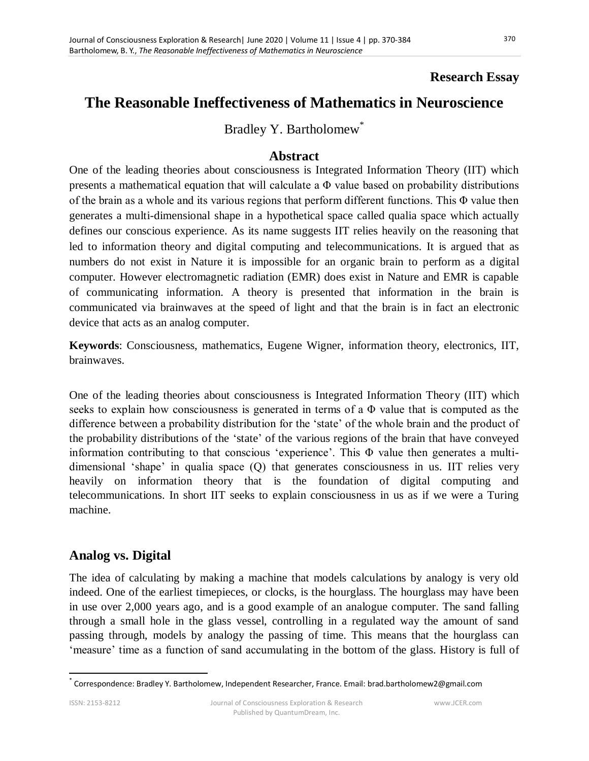**Research Essay**

# The Reasonable Ineffectiveness of Mathematics in Neuroscience

Bradley Y. Bartholomew*

## Abstract

One of the leading theories about consciousness is Integrated Information Theory (IIT) which presents a mathematical equation that will calculate a Φ value based on probability distributions of the brain as a whole and its various regions that perform different functions. This Φ value then generates a multi-dimensional shape in a hypothetical space called qualia space which actually defines our conscious experience. As its name suggests IIT relies heavily on the reasoning that led to information theory and digital computing and telecommunications. It is argued that as numbers do not exist in Nature it is impossible for an organic brain to perform as a digital computer. However electromagnetic radiation (EMR) does exist in Nature and EMR is capable of communicating information. A theory is presented that information in the brain is communicated via brainwaves at the speed of light and that the brain is in fact an electronic device that acts as an analog computer.

**Keywords**: Consciousness, mathematics, Eugene Wigner, information theory, electronics, IIT, brainwaves.

One of the leading theories about consciousness is Integrated Information Theory (IIT) which seeks to explain how consciousness is generated in terms of a Φ value that is computed as the difference between a probability distribution for the 'state' of the whole brain and the product of the probability distributions of the 'state' of the various regions of the brain that have conveyed information contributing to that conscious 'experience'. This Φ value then generates a multi-dimensional 'shape' in qualia space (Q) that generates consciousness in us. IIT relies very heavily on information theory that is the foundation of digital computing and telecommunications. In short IIT seeks to explain consciousness in us as if we were a Turing machine.

## Analog vs. Digital

The idea of calculating by making a machine that models calculations by analogy is very old indeed. One of the earliest timepieces, or clocks, is the hourglass. The hourglass may have been in use over 2,000 years ago, and is a good example of an analogue computer. The sand falling through a small hole in the glass vessel, controlling in a regulated way the amount of sand passing through, models by analogy the passing of time. This means that the hourglass can 'measure' time as a function of sand accumulating in the bottom of the glass. History is full of

---

* Correspondence: Bradley Y. Bartholomew, Independent Researcher, France. Email: brad.bartholomew2@gmail.com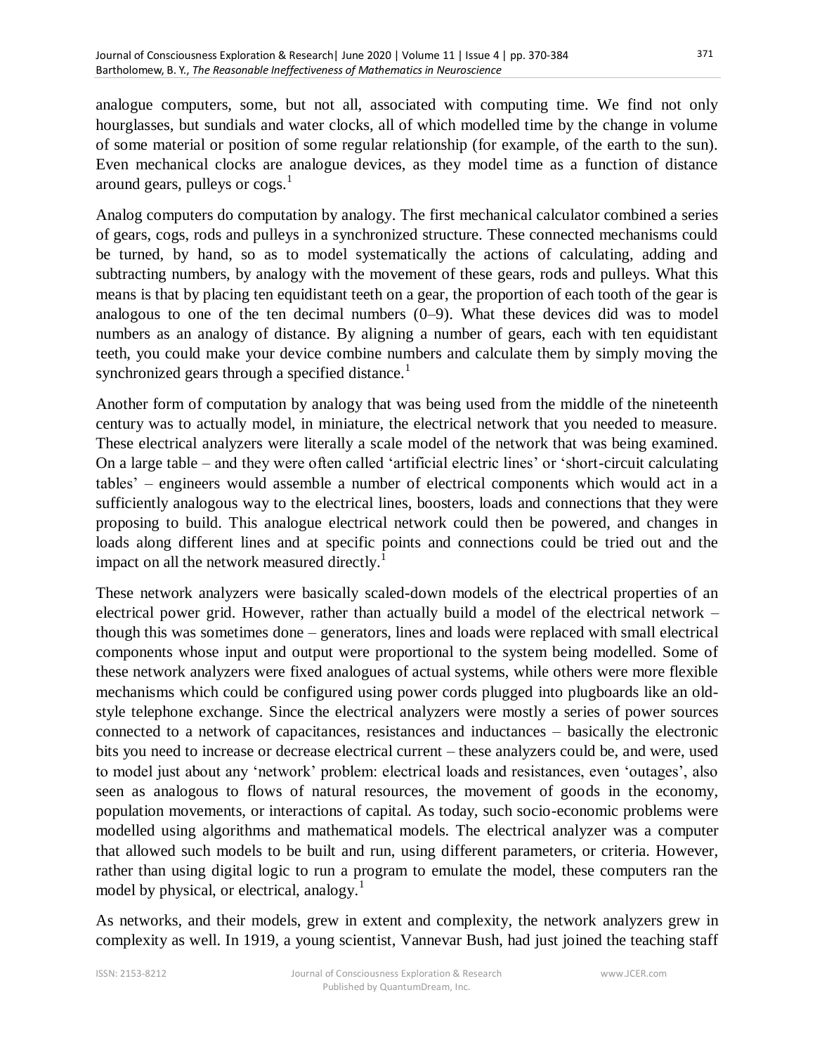analogue computers, some, but not all, associated with computing time. We find not only hourglasses, but sundials and water clocks, all of which modelled time by the change in volume of some material or position of some regular relationship (for example, of the earth to the sun). Even mechanical clocks are analogue devices, as they model time as a function of distance around gears, pulleys or cogs.[1]

Analog computers do computation by analogy. The first mechanical calculator combined a series of gears, cogs, rods and pulleys in a synchronized structure. These connected mechanisms could be turned, by hand, so as to model systematically the actions of calculating, adding and subtracting numbers, by analogy with the movement of these gears, rods and pulleys. What this means is that by placing ten equidistant teeth on a gear, the proportion of each tooth of the gear is analogous to one of the ten decimal numbers (0–9). What these devices did was to model numbers as an analogy of distance. By aligning a number of gears, each with ten equidistant teeth, you could make your device combine numbers and calculate them by simply moving the synchronized gears through a specified distance.[1]

Another form of computation by analogy that was being used from the middle of the nineteenth century was to actually model, in miniature, the electrical network that you needed to measure. These electrical analyzers were literally a scale model of the network that was being examined. On a large table – and they were often called 'artificial electric lines' or 'short-circuit calculating tables' – engineers would assemble a number of electrical components which would act in a sufficiently analogous way to the electrical lines, boosters, loads and connections that they were proposing to build. This analogue electrical network could then be powered, and changes in loads along different lines and at specific points and connections could be tried out and the impact on all the network measured directly.[1]

These network analyzers were basically scaled-down models of the electrical properties of an electrical power grid. However, rather than actually build a model of the electrical network – though this was sometimes done – generators, lines and loads were replaced with small electrical components whose input and output were proportional to the system being modelled. Some of these network analyzers were fixed analogues of actual systems, while others were more flexible mechanisms which could be configured using power cords plugged into plugboards like an old-style telephone exchange. Since the electrical analyzers were mostly a series of power sources connected to a network of capacitances, resistances and inductances – basically the electronic bits you need to increase or decrease electrical current – these analyzers could be, and were, used to model just about any 'network' problem: electrical loads and resistances, even 'outages', also seen as analogous to flows of natural resources, the movement of goods in the economy, population movements, or interactions of capital. As today, such socio-economic problems were modelled using algorithms and mathematical models. The electrical analyzer was a computer that allowed such models to be built and run, using different parameters, or criteria. However, rather than using digital logic to run a program to emulate the model, these computers ran the model by physical, or electrical, analogy.[1]

As networks, and their models, grew in extent and complexity, the network analyzers grew in complexity as well. In 1919, a young scientist, Vannevar Bush, had just joined the teaching staff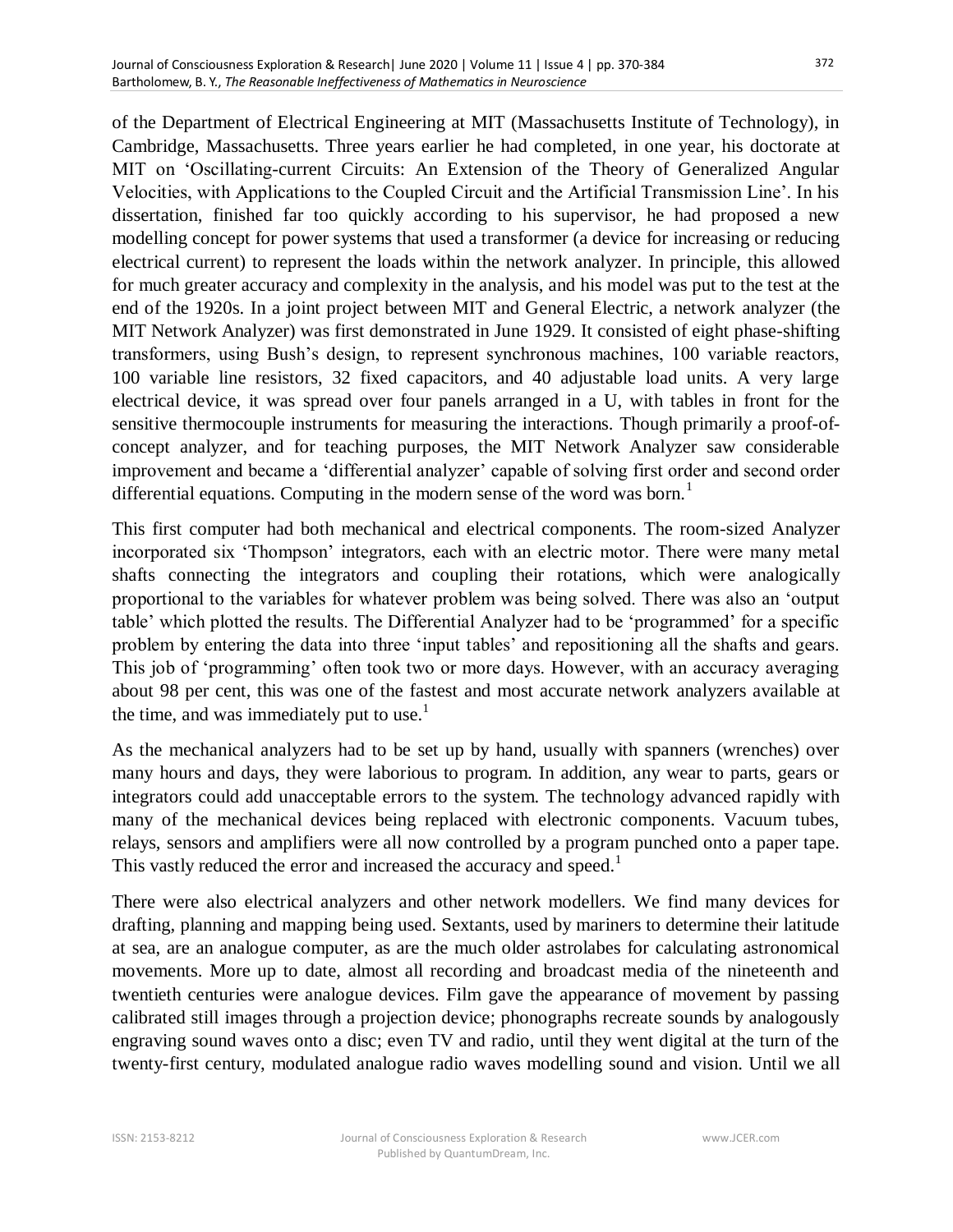of the Department of Electrical Engineering at MIT (Massachusetts Institute of Technology), in Cambridge, Massachusetts. Three years earlier he had completed, in one year, his doctorate at MIT on 'Oscillating-current Circuits: An Extension of the Theory of Generalized Angular Velocities, with Applications to the Coupled Circuit and the Artificial Transmission Line'. In his dissertation, finished far too quickly according to his supervisor, he had proposed a new modelling concept for power systems that used a transformer (a device for increasing or reducing electrical current) to represent the loads within the network analyzer. In principle, this allowed for much greater accuracy and complexity in the analysis, and his model was put to the test at the end of the 1920s. In a joint project between MIT and General Electric, a network analyzer (the MIT Network Analyzer) was first demonstrated in June 1929. It consisted of eight phase-shifting transformers, using Bush's design, to represent synchronous machines, 100 variable reactors, 100 variable line resistors, 32 fixed capacitors, and 40 adjustable load units. A very large electrical device, it was spread over four panels arranged in a U, with tables in front for the sensitive thermocouple instruments for measuring the interactions. Though primarily a proof-of-concept analyzer, and for teaching purposes, the MIT Network Analyzer saw considerable improvement and became a 'differential analyzer' capable of solving first order and second order differential equations. Computing in the modern sense of the word was born.[1]

This first computer had both mechanical and electrical components. The room-sized Analyzer incorporated six 'Thompson' integrators, each with an electric motor. There were many metal shafts connecting the integrators and coupling their rotations, which were analogically proportional to the variables for whatever problem was being solved. There was also an 'output table' which plotted the results. The Differential Analyzer had to be 'programmed' for a specific problem by entering the data into three 'input tables' and repositioning all the shafts and gears. This job of 'programming' often took two or more days. However, with an accuracy averaging about 98 per cent, this was one of the fastest and most accurate network analyzers available at the time, and was immediately put to use.[1]

As the mechanical analyzers had to be set up by hand, usually with spanners (wrenches) over many hours and days, they were laborious to program. In addition, any wear to parts, gears or integrators could add unacceptable errors to the system. The technology advanced rapidly with many of the mechanical devices being replaced with electronic components. Vacuum tubes, relays, sensors and amplifiers were all now controlled by a program punched onto a paper tape. This vastly reduced the error and increased the accuracy and speed.[1]

There were also electrical analyzers and other network modellers. We find many devices for drafting, planning and mapping being used. Sextants, used by mariners to determine their latitude at sea, are an analogue computer, as are the much older astrolabes for calculating astronomical movements. More up to date, almost all recording and broadcast media of the nineteenth and twentieth centuries were analogue devices. Film gave the appearance of movement by passing calibrated still images through a projection device; phonographs recreate sounds by analogously engraving sound waves onto a disc; even TV and radio, until they went digital at the turn of the twenty-first century, modulated analogue radio waves modelling sound and vision. Until we all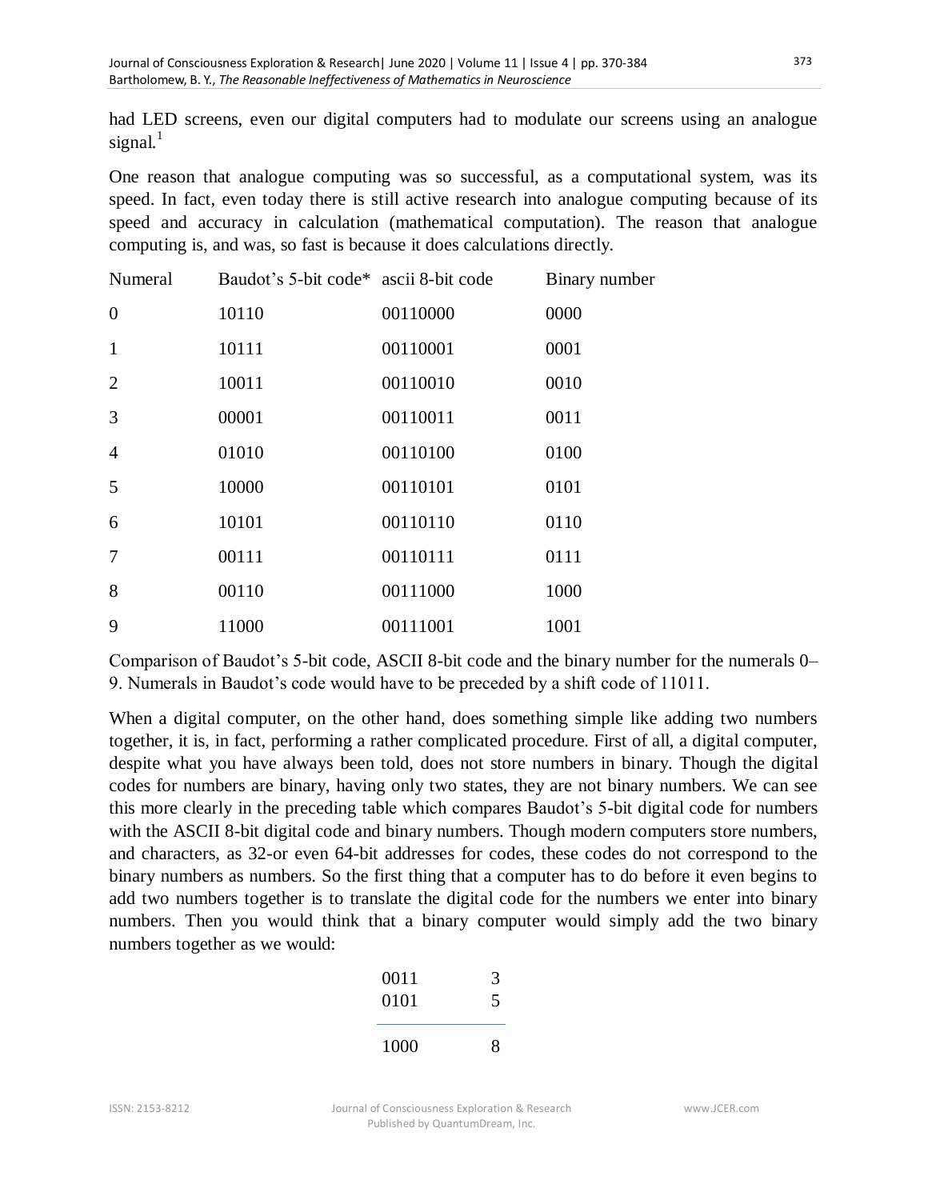had LED screens, even our digital computers had to modulate our screens using an analogue signal.[1]

One reason that analogue computing was so successful, as a computational system, was its speed. In fact, even today there is still active research into analogue computing because of its speed and accuracy in calculation (mathematical computation). The reason that analogue computing is, and was, so fast is because it does calculations directly.

| Numeral | Baudot's 5-bit code* | ascii 8-bit code | Binary number |
|---|---|---|---|
| 0 | 10110 | 00110000 | 0000 |
| 1 | 10111 | 00110001 | 0001 |
| 2 | 10011 | 00110010 | 0010 |
| 3 | 00001 | 00110011 | 0011 |
| 4 | 01010 | 00110100 | 0100 |
| 5 | 10000 | 00110101 | 0101 |
| 6 | 10101 | 00110110 | 0110 |
| 7 | 00111 | 00110111 | 0111 |
| 8 | 00110 | 00111000 | 1000 |
| 9 | 11000 | 00111001 | 1001 |

Comparison of Baudot's 5-bit code, ASCII 8-bit code and the binary number for the numerals 0–9. Numerals in Baudot's code would have to be preceded by a shift code of 11011.

When a digital computer, on the other hand, does something simple like adding two numbers together, it is, in fact, performing a rather complicated procedure. First of all, a digital computer, despite what you have always been told, does not store numbers in binary. Though the digital codes for numbers are binary, having only two states, they are not binary numbers. We can see this more clearly in the preceding table which compares Baudot's 5-bit digital code for numbers with the ASCII 8-bit digital code and binary numbers. Though modern computers store numbers, and characters, as 32-or even 64-bit addresses for codes, these codes do not correspond to the binary numbers as numbers. So the first thing that a computer has to do before it even begins to add two numbers together is to translate the digital code for the numbers we enter into binary numbers. Then you would think that a binary computer would simply add the two binary numbers together as we would:

| | |
|---|---|
| 0011 | 3 |
| 0101 | 5 |
| 1000 | 8 |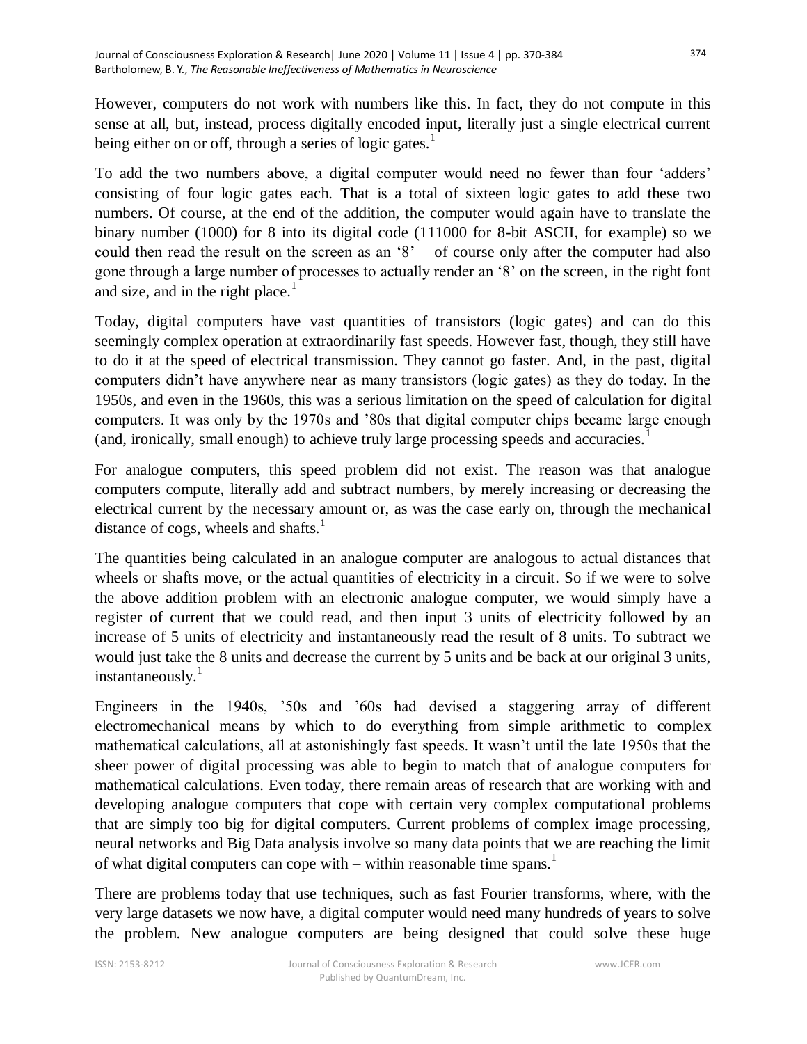However, computers do not work with numbers like this. In fact, they do not compute in this sense at all, but, instead, process digitally encoded input, literally just a single electrical current being either on or off, through a series of logic gates.[1]

To add the two numbers above, a digital computer would need no fewer than four 'adders' consisting of four logic gates each. That is a total of sixteen logic gates to add these two numbers. Of course, at the end of the addition, the computer would again have to translate the binary number (1000) for 8 into its digital code (111000 for 8-bit ASCII, for example) so we could then read the result on the screen as an '8' – of course only after the computer had also gone through a large number of processes to actually render an '8' on the screen, in the right font and size, and in the right place.[1]

Today, digital computers have vast quantities of transistors (logic gates) and can do this seemingly complex operation at extraordinarily fast speeds. However fast, though, they still have to do it at the speed of electrical transmission. They cannot go faster. And, in the past, digital computers didn't have anywhere near as many transistors (logic gates) as they do today. In the 1950s, and even in the 1960s, this was a serious limitation on the speed of calculation for digital computers. It was only by the 1970s and '80s that digital computer chips became large enough (and, ironically, small enough) to achieve truly large processing speeds and accuracies.[1]

For analogue computers, this speed problem did not exist. The reason was that analogue computers compute, literally add and subtract numbers, by merely increasing or decreasing the electrical current by the necessary amount or, as was the case early on, through the mechanical distance of cogs, wheels and shafts.[1]

The quantities being calculated in an analogue computer are analogous to actual distances that wheels or shafts move, or the actual quantities of electricity in a circuit. So if we were to solve the above addition problem with an electronic analogue computer, we would simply have a register of current that we could read, and then input 3 units of electricity followed by an increase of 5 units of electricity and instantaneously read the result of 8 units. To subtract we would just take the 8 units and decrease the current by 5 units and be back at our original 3 units, instantaneously.[1]

Engineers in the 1940s, '50s and '60s had devised a staggering array of different electromechanical means by which to do everything from simple arithmetic to complex mathematical calculations, all at astonishingly fast speeds. It wasn't until the late 1950s that the sheer power of digital processing was able to begin to match that of analogue computers for mathematical calculations. Even today, there remain areas of research that are working with and developing analogue computers that cope with certain very complex computational problems that are simply too big for digital computers. Current problems of complex image processing, neural networks and Big Data analysis involve so many data points that we are reaching the limit of what digital computers can cope with – within reasonable time spans.[1]

There are problems today that use techniques, such as fast Fourier transforms, where, with the very large datasets we now have, a digital computer would need many hundreds of years to solve the problem. New analogue computers are being designed that could solve these huge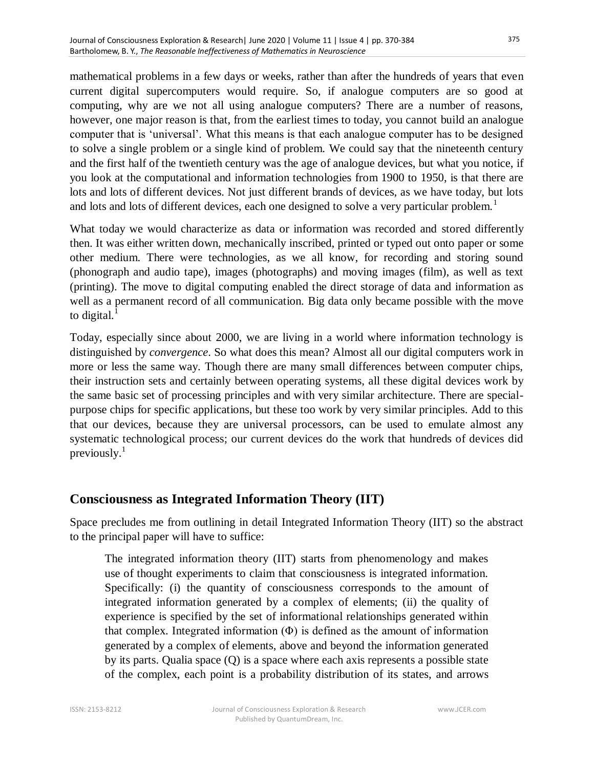mathematical problems in a few days or weeks, rather than after the hundreds of years that even current digital supercomputers would require. So, if analogue computers are so good at computing, why are we not all using analogue computers? There are a number of reasons, however, one major reason is that, from the earliest times to today, you cannot build an analogue computer that is 'universal'. What this means is that each analogue computer has to be designed to solve a single problem or a single kind of problem. We could say that the nineteenth century and the first half of the twentieth century was the age of analogue devices, but what you notice, if you look at the computational and information technologies from 1900 to 1950, is that there are lots and lots of different devices. Not just different brands of devices, as we have today, but lots and lots and lots of different devices, each one designed to solve a very particular problem.[1]

What today we would characterize as data or information was recorded and stored differently then. It was either written down, mechanically inscribed, printed or typed out onto paper or some other medium. There were technologies, as we all know, for recording and storing sound (phonograph and audio tape), images (photographs) and moving images (film), as well as text (printing). The move to digital computing enabled the direct storage of data and information as well as a permanent record of all communication. Big data only became possible with the move to digital.[1]

Today, especially since about 2000, we are living in a world where information technology is distinguished by *convergence*. So what does this mean? Almost all our digital computers work in more or less the same way. Though there are many small differences between computer chips, their instruction sets and certainly between operating systems, all these digital devices work by the same basic set of processing principles and with very similar architecture. There are special-purpose chips for specific applications, but these too work by very similar principles. Add to this that our devices, because they are universal processors, can be used to emulate almost any systematic technological process; our current devices do the work that hundreds of devices did previously.[1]

## Consciousness as Integrated Information Theory (IIT)

Space precludes me from outlining in detail Integrated Information Theory (IIT) so the abstract to the principal paper will have to suffice:

> The integrated information theory (IIT) starts from phenomenology and makes use of thought experiments to claim that consciousness is integrated information. Specifically: (i) the quantity of consciousness corresponds to the amount of integrated information generated by a complex of elements; (ii) the quality of experience is specified by the set of informational relationships generated within that complex. Integrated information ($\Phi$) is defined as the amount of information generated by a complex of elements, above and beyond the information generated by its parts. Qualia space (Q) is a space where each axis represents a possible state of the complex, each point is a probability distribution of its states, and arrows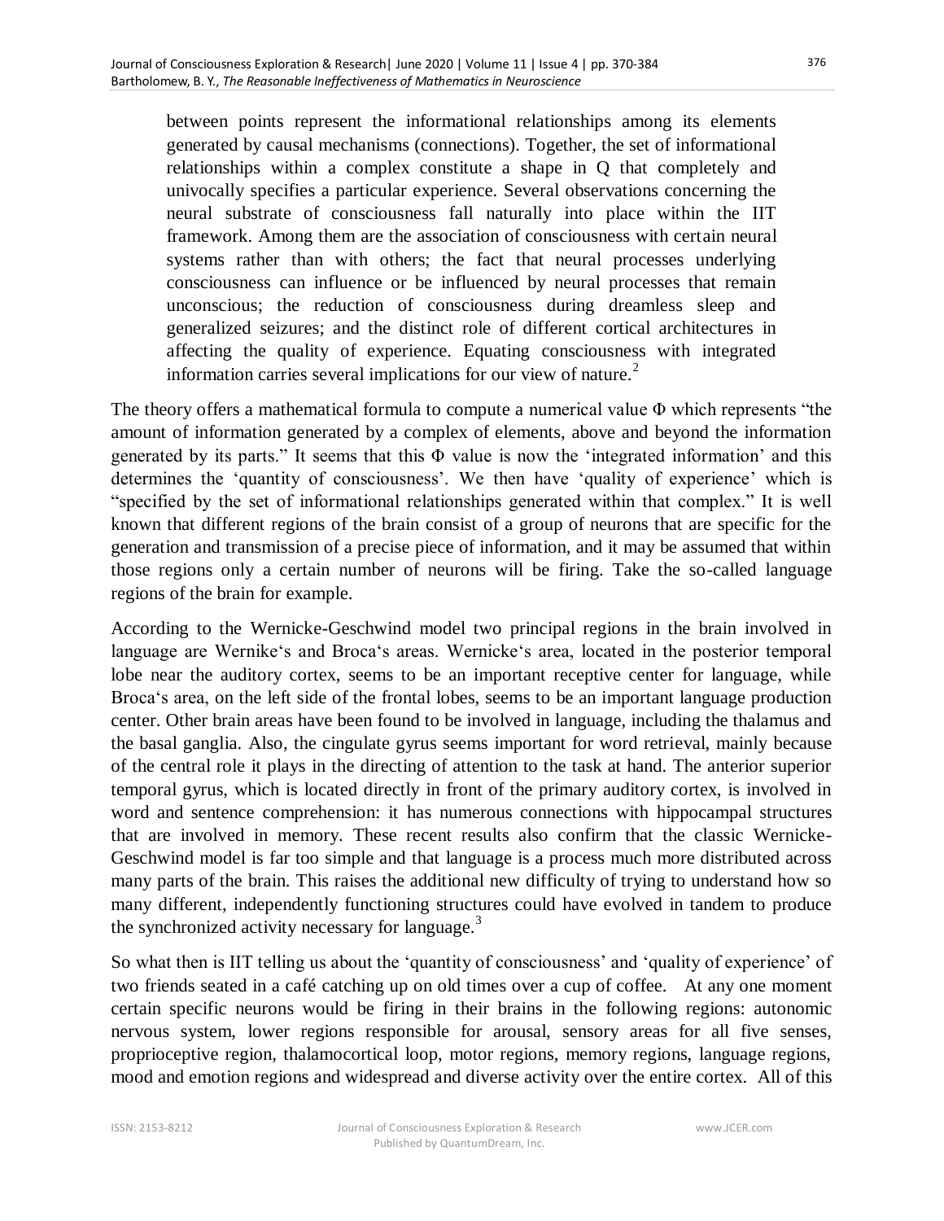> between points represent the informational relationships among its elements generated by causal mechanisms (connections). Together, the set of informational relationships within a complex constitute a shape in Q that completely and univocally specifies a particular experience. Several observations concerning the neural substrate of consciousness fall naturally into place within the IIT framework. Among them are the association of consciousness with certain neural systems rather than with others; the fact that neural processes underlying consciousness can influence or be influenced by neural processes that remain unconscious; the reduction of consciousness during dreamless sleep and generalized seizures; and the distinct role of different cortical architectures in affecting the quality of experience. Equating consciousness with integrated information carries several implications for our view of nature.[2]

The theory offers a mathematical formula to compute a numerical value $\Phi$ which represents “the amount of information generated by a complex of elements, above and beyond the information generated by its parts.” It seems that this $\Phi$ value is now the ‘integrated information’ and this determines the ‘quantity of consciousness’. We then have ‘quality of experience’ which is “specified by the set of informational relationships generated within that complex.” It is well known that different regions of the brain consist of a group of neurons that are specific for the generation and transmission of a precise piece of information, and it may be assumed that within those regions only a certain number of neurons will be firing. Take the so-called language regions of the brain for example.

According to the Wernicke-Geschwind model two principal regions in the brain involved in language are Wernike‘s and Broca‘s areas. Wernicke‘s area, located in the posterior temporal lobe near the auditory cortex, seems to be an important receptive center for language, while Broca‘s area, on the left side of the frontal lobes, seems to be an important language production center. Other brain areas have been found to be involved in language, including the thalamus and the basal ganglia. Also, the cingulate gyrus seems important for word retrieval, mainly because of the central role it plays in the directing of attention to the task at hand. The anterior superior temporal gyrus, which is located directly in front of the primary auditory cortex, is involved in word and sentence comprehension: it has numerous connections with hippocampal structures that are involved in memory. These recent results also confirm that the classic Wernicke-Geschwind model is far too simple and that language is a process much more distributed across many parts of the brain. This raises the additional new difficulty of trying to understand how so many different, independently functioning structures could have evolved in tandem to produce the synchronized activity necessary for language.[3]

So what then is IIT telling us about the ‘quantity of consciousness’ and ‘quality of experience’ of two friends seated in a café catching up on old times over a cup of coffee. At any one moment certain specific neurons would be firing in their brains in the following regions: autonomic nervous system, lower regions responsible for arousal, sensory areas for all five senses, proprioceptive region, thalamocortical loop, motor regions, memory regions, language regions, mood and emotion regions and widespread and diverse activity over the entire cortex. All of this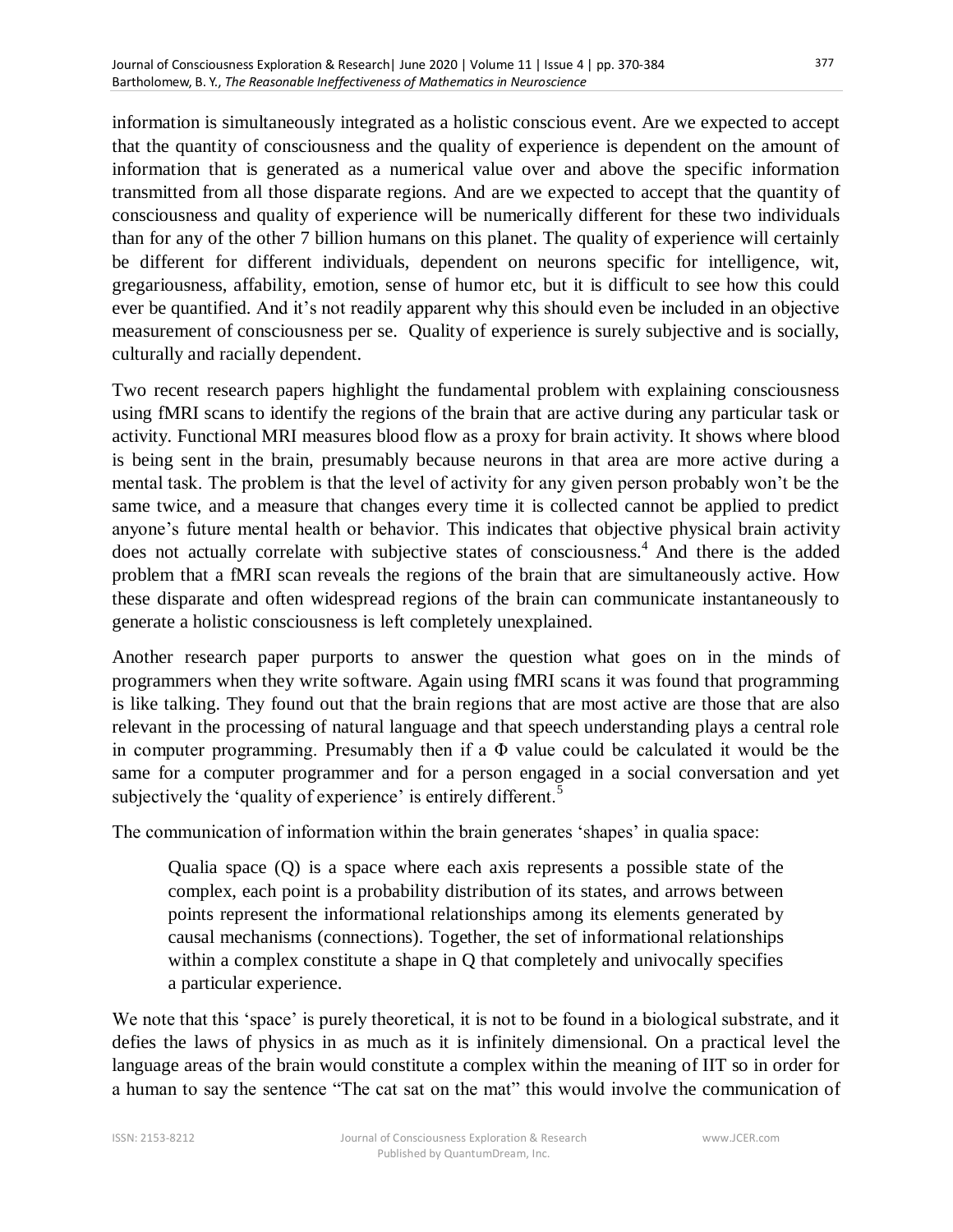information is simultaneously integrated as a holistic conscious event. Are we expected to accept that the quantity of consciousness and the quality of experience is dependent on the amount of information that is generated as a numerical value over and above the specific information transmitted from all those disparate regions. And are we expected to accept that the quantity of consciousness and quality of experience will be numerically different for these two individuals than for any of the other 7 billion humans on this planet. The quality of experience will certainly be different for different individuals, dependent on neurons specific for intelligence, wit, gregariousness, affability, emotion, sense of humor etc, but it is difficult to see how this could ever be quantified. And it's not readily apparent why this should even be included in an objective measurement of consciousness per se. Quality of experience is surely subjective and is socially, culturally and racially dependent.

Two recent research papers highlight the fundamental problem with explaining consciousness using fMRI scans to identify the regions of the brain that are active during any particular task or activity. Functional MRI measures blood flow as a proxy for brain activity. It shows where blood is being sent in the brain, presumably because neurons in that area are more active during a mental task. The problem is that the level of activity for any given person probably won't be the same twice, and a measure that changes every time it is collected cannot be applied to predict anyone's future mental health or behavior. This indicates that objective physical brain activity does not actually correlate with subjective states of consciousness.[4] And there is the added problem that a fMRI scan reveals the regions of the brain that are simultaneously active. How these disparate and often widespread regions of the brain can communicate instantaneously to generate a holistic consciousness is left completely unexplained.

Another research paper purports to answer the question what goes on in the minds of programmers when they write software. Again using fMRI scans it was found that programming is like talking. They found out that the brain regions that are most active are those that are also relevant in the processing of natural language and that speech understanding plays a central role in computer programming. Presumably then if a $\Phi$ value could be calculated it would be the same for a computer programmer and for a person engaged in a social conversation and yet subjectively the 'quality of experience' is entirely different.[5]

The communication of information within the brain generates 'shapes' in qualia space:

> Qualia space (Q) is a space where each axis represents a possible state of the complex, each point is a probability distribution of its states, and arrows between points represent the informational relationships among its elements generated by causal mechanisms (connections). Together, the set of informational relationships within a complex constitute a shape in Q that completely and univocally specifies a particular experience.

We note that this 'space' is purely theoretical, it is not to be found in a biological substrate, and it defies the laws of physics in as much as it is infinitely dimensional. On a practical level the language areas of the brain would constitute a complex within the meaning of IIT so in order for a human to say the sentence "The cat sat on the mat" this would involve the communication of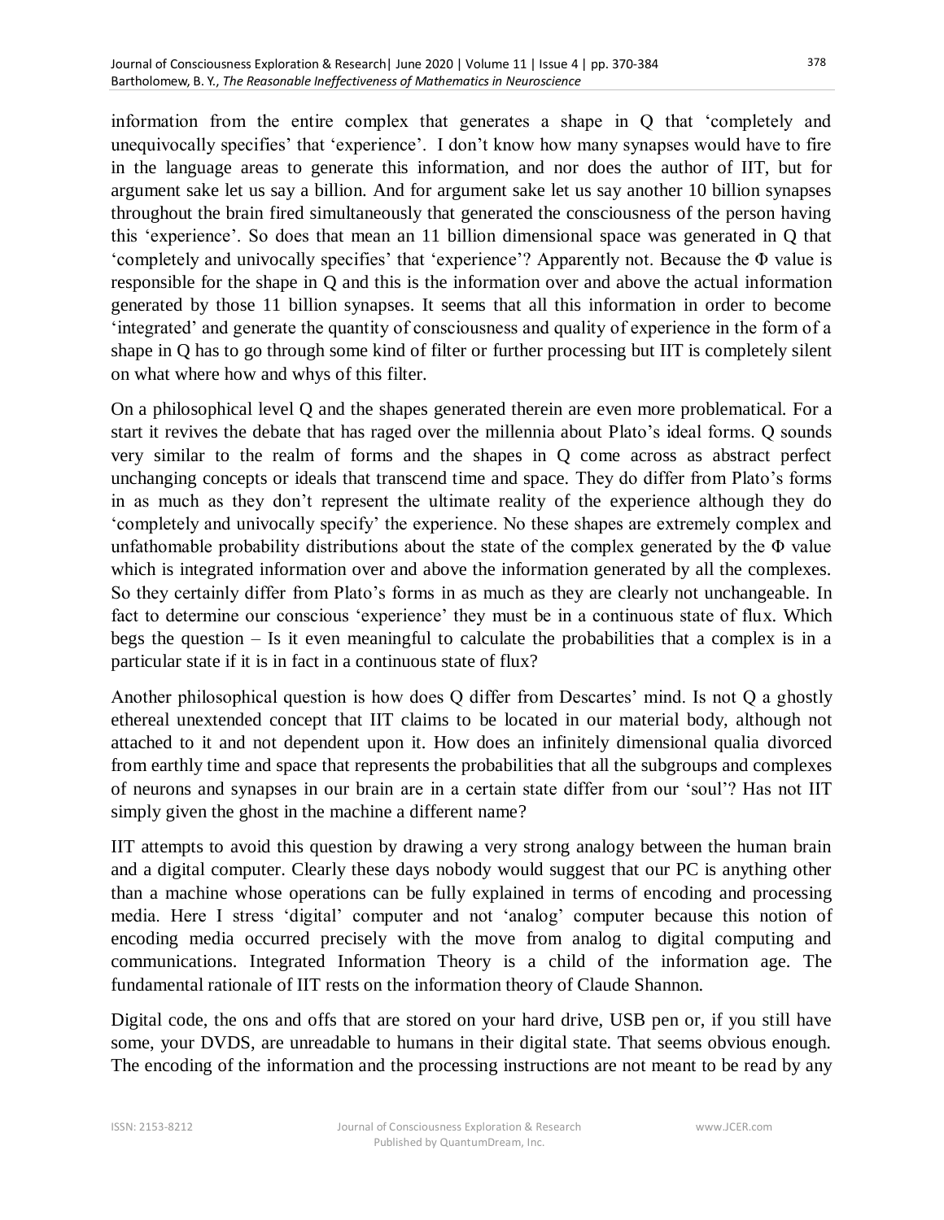information from the entire complex that generates a shape in Q that 'completely and unequivocally specifies' that 'experience'. I don't know how many synapses would have to fire in the language areas to generate this information, and nor does the author of IIT, but for argument sake let us say a billion. And for argument sake let us say another 10 billion synapses throughout the brain fired simultaneously that generated the consciousness of the person having this 'experience'. So does that mean an 11 billion dimensional space was generated in Q that 'completely and univocally specifies' that 'experience'? Apparently not. Because the Φ value is responsible for the shape in Q and this is the information over and above the actual information generated by those 11 billion synapses. It seems that all this information in order to become 'integrated' and generate the quantity of consciousness and quality of experience in the form of a shape in Q has to go through some kind of filter or further processing but IIT is completely silent on what where how and whys of this filter.

On a philosophical level Q and the shapes generated therein are even more problematical. For a start it revives the debate that has raged over the millennia about Plato's ideal forms. Q sounds very similar to the realm of forms and the shapes in Q come across as abstract perfect unchanging concepts or ideals that transcend time and space. They do differ from Plato's forms in as much as they don't represent the ultimate reality of the experience although they do 'completely and univocally specify' the experience. No these shapes are extremely complex and unfathomable probability distributions about the state of the complex generated by the Φ value which is integrated information over and above the information generated by all the complexes. So they certainly differ from Plato's forms in as much as they are clearly not unchangeable. In fact to determine our conscious 'experience' they must be in a continuous state of flux. Which begs the question – Is it even meaningful to calculate the probabilities that a complex is in a particular state if it is in fact in a continuous state of flux?

Another philosophical question is how does Q differ from Descartes' mind. Is not Q a ghostly ethereal unextended concept that IIT claims to be located in our material body, although not attached to it and not dependent upon it. How does an infinitely dimensional qualia divorced from earthly time and space that represents the probabilities that all the subgroups and complexes of neurons and synapses in our brain are in a certain state differ from our 'soul'? Has not IIT simply given the ghost in the machine a different name?

IIT attempts to avoid this question by drawing a very strong analogy between the human brain and a digital computer. Clearly these days nobody would suggest that our PC is anything other than a machine whose operations can be fully explained in terms of encoding and processing media. Here I stress 'digital' computer and not 'analog' computer because this notion of encoding media occurred precisely with the move from analog to digital computing and communications. Integrated Information Theory is a child of the information age. The fundamental rationale of IIT rests on the information theory of Claude Shannon.

Digital code, the ons and offs that are stored on your hard drive, USB pen or, if you still have some, your DVDS, are unreadable to humans in their digital state. That seems obvious enough. The encoding of the information and the processing instructions are not meant to be read by any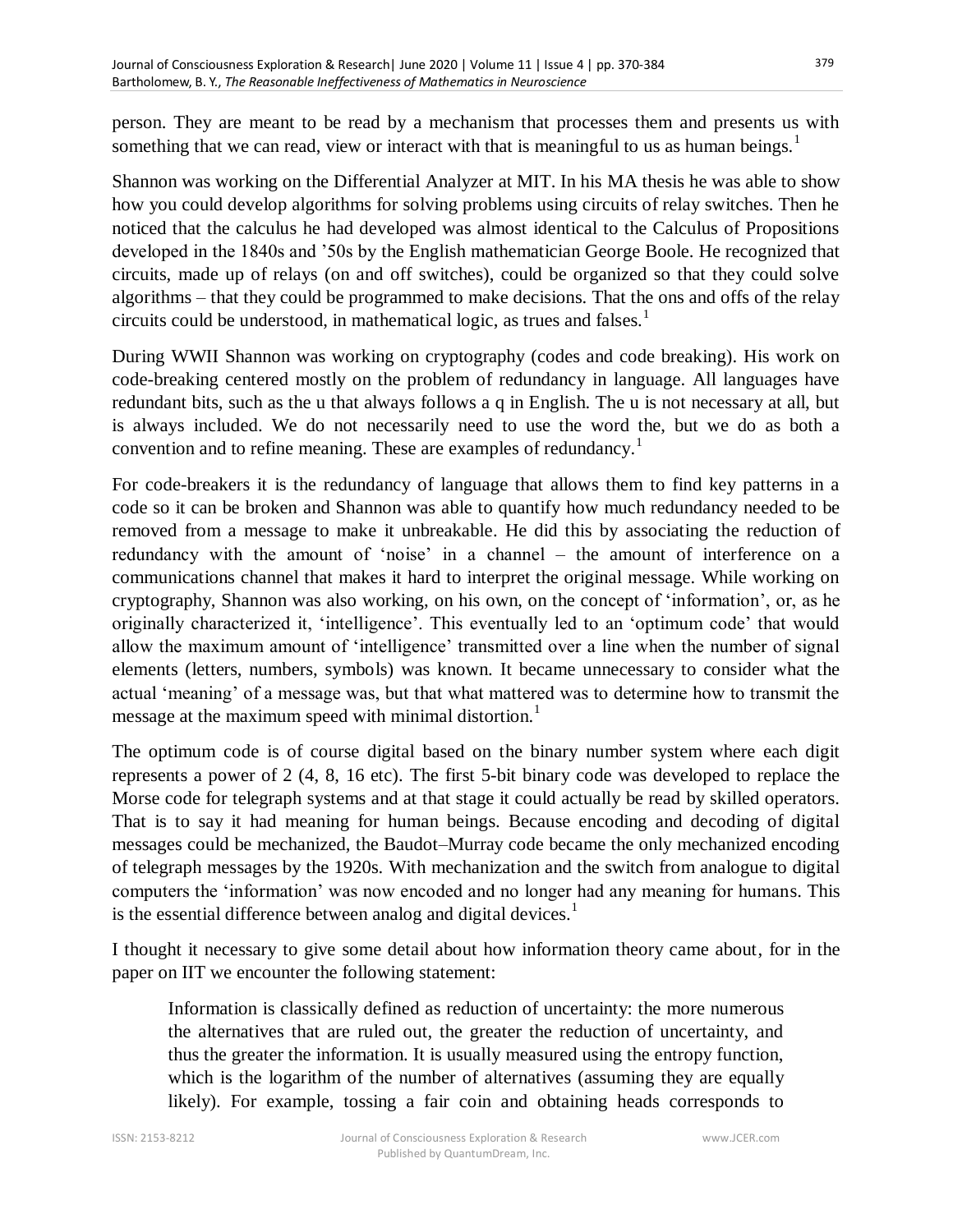person. They are meant to be read by a mechanism that processes them and presents us with something that we can read, view or interact with that is meaningful to us as human beings.[1]

Shannon was working on the Differential Analyzer at MIT. In his MA thesis he was able to show how you could develop algorithms for solving problems using circuits of relay switches. Then he noticed that the calculus he had developed was almost identical to the Calculus of Propositions developed in the 1840s and '50s by the English mathematician George Boole. He recognized that circuits, made up of relays (on and off switches), could be organized so that they could solve algorithms – that they could be programmed to make decisions. That the ons and offs of the relay circuits could be understood, in mathematical logic, as trues and falses.[1]

During WWII Shannon was working on cryptography (codes and code breaking). His work on code-breaking centered mostly on the problem of redundancy in language. All languages have redundant bits, such as the u that always follows a q in English. The u is not necessary at all, but is always included. We do not necessarily need to use the word the, but we do as both a convention and to refine meaning. These are examples of redundancy.[1]

For code-breakers it is the redundancy of language that allows them to find key patterns in a code so it can be broken and Shannon was able to quantify how much redundancy needed to be removed from a message to make it unbreakable. He did this by associating the reduction of redundancy with the amount of 'noise' in a channel – the amount of interference on a communications channel that makes it hard to interpret the original message. While working on cryptography, Shannon was also working, on his own, on the concept of 'information', or, as he originally characterized it, 'intelligence'. This eventually led to an 'optimum code' that would allow the maximum amount of 'intelligence' transmitted over a line when the number of signal elements (letters, numbers, symbols) was known. It became unnecessary to consider what the actual 'meaning' of a message was, but that what mattered was to determine how to transmit the message at the maximum speed with minimal distortion.[1]

The optimum code is of course digital based on the binary number system where each digit represents a power of 2 (4, 8, 16 etc). The first 5-bit binary code was developed to replace the Morse code for telegraph systems and at that stage it could actually be read by skilled operators. That is to say it had meaning for human beings. Because encoding and decoding of digital messages could be mechanized, the Baudot–Murray code became the only mechanized encoding of telegraph messages by the 1920s. With mechanization and the switch from analogue to digital computers the 'information' was now encoded and no longer had any meaning for humans. This is the essential difference between analog and digital devices.[1]

I thought it necessary to give some detail about how information theory came about, for in the paper on IIT we encounter the following statement:

> Information is classically defined as reduction of uncertainty: the more numerous the alternatives that are ruled out, the greater the reduction of uncertainty, and thus the greater the information. It is usually measured using the entropy function, which is the logarithm of the number of alternatives (assuming they are equally likely). For example, tossing a fair coin and obtaining heads corresponds to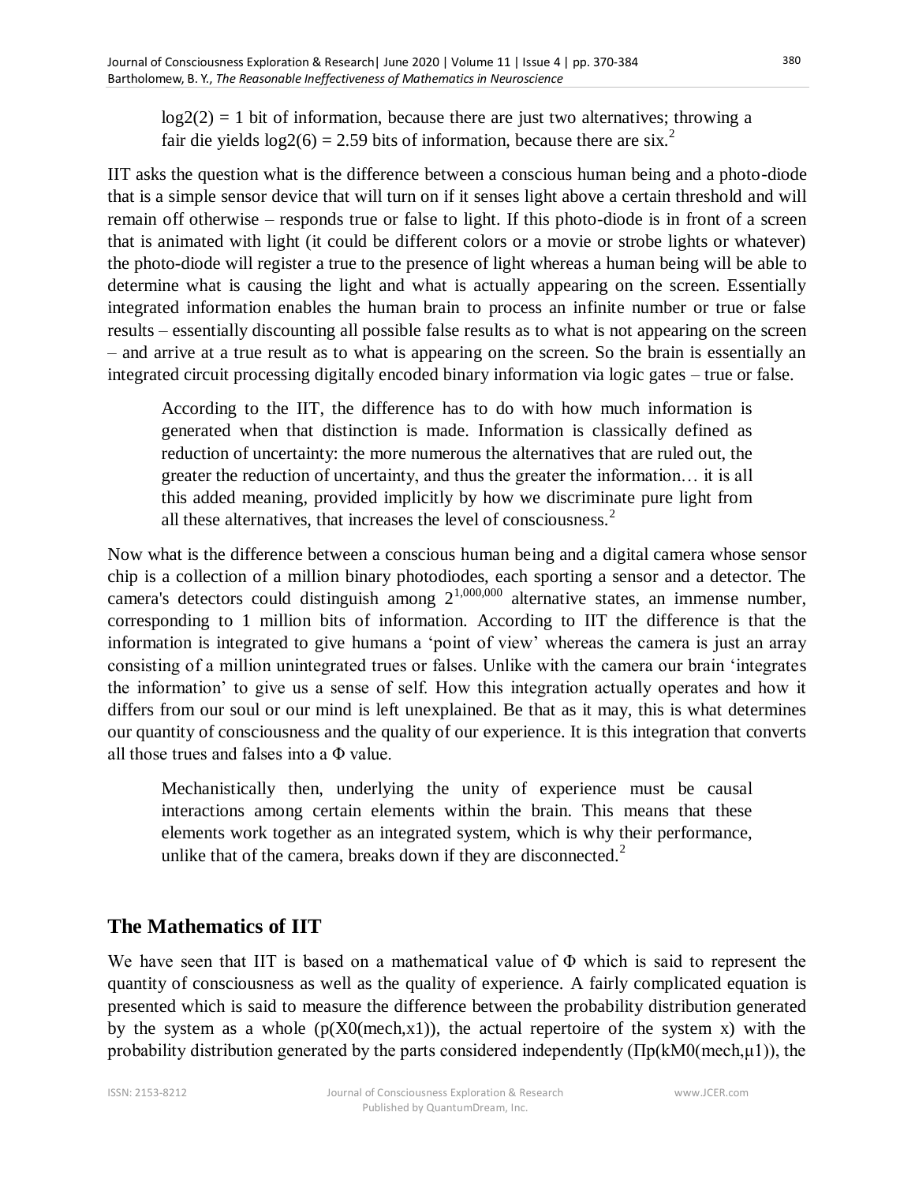log2(2) = 1 bit of information, because there are just two alternatives; throwing a fair die yields log2(6) = 2.59 bits of information, because there are six.[2]

IIT asks the question what is the difference between a conscious human being and a photo-diode that is a simple sensor device that will turn on if it senses light above a certain threshold and will remain off otherwise – responds true or false to light. If this photo-diode is in front of a screen that is animated with light (it could be different colors or a movie or strobe lights or whatever) the photo-diode will register a true to the presence of light whereas a human being will be able to determine what is causing the light and what is actually appearing on the screen. Essentially integrated information enables the human brain to process an infinite number or true or false results – essentially discounting all possible false results as to what is not appearing on the screen – and arrive at a true result as to what is appearing on the screen. So the brain is essentially an integrated circuit processing digitally encoded binary information via logic gates – true or false.

> According to the IIT, the difference has to do with how much information is generated when that distinction is made. Information is classically defined as reduction of uncertainty: the more numerous the alternatives that are ruled out, the greater the reduction of uncertainty, and thus the greater the information… it is all this added meaning, provided implicitly by how we discriminate pure light from all these alternatives, that increases the level of consciousness.[2]

Now what is the difference between a conscious human being and a digital camera whose sensor chip is a collection of a million binary photodiodes, each sporting a sensor and a detector. The camera's detectors could distinguish among $2^{1,000,000}$ alternative states, an immense number, corresponding to 1 million bits of information. According to IIT the difference is that the information is integrated to give humans a 'point of view' whereas the camera is just an array consisting of a million unintegrated trues or falses. Unlike with the camera our brain 'integrates the information' to give us a sense of self. How this integration actually operates and how it differs from our soul or our mind is left unexplained. Be that as it may, this is what determines our quantity of consciousness and the quality of our experience. It is this integration that converts all those trues and falses into a Φ value.

> Mechanistically then, underlying the unity of experience must be causal interactions among certain elements within the brain. This means that these elements work together as an integrated system, which is why their performance, unlike that of the camera, breaks down if they are disconnected.[2]

## The Mathematics of IIT

We have seen that IIT is based on a mathematical value of Φ which is said to represent the quantity of consciousness as well as the quality of experience. A fairly complicated equation is presented which is said to measure the difference between the probability distribution generated by the system as a whole (p(X0(mech,x1)), the actual repertoire of the system x) with the probability distribution generated by the parts considered independently (Πp(kM0(mech,μ1)), the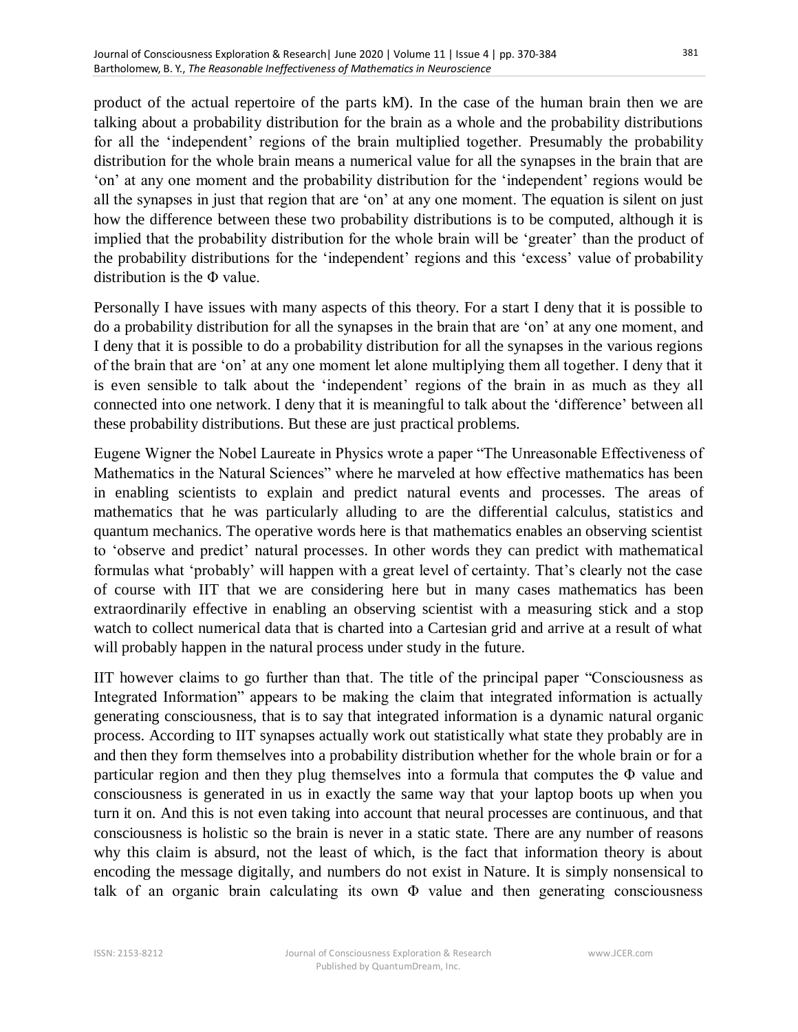product of the actual repertoire of the parts kM). In the case of the human brain then we are talking about a probability distribution for the brain as a whole and the probability distributions for all the 'independent' regions of the brain multiplied together. Presumably the probability distribution for the whole brain means a numerical value for all the synapses in the brain that are 'on' at any one moment and the probability distribution for the 'independent' regions would be all the synapses in just that region that are 'on' at any one moment. The equation is silent on just how the difference between these two probability distributions is to be computed, although it is implied that the probability distribution for the whole brain will be 'greater' than the product of the probability distributions for the 'independent' regions and this 'excess' value of probability distribution is the $\Phi$ value.

Personally I have issues with many aspects of this theory. For a start I deny that it is possible to do a probability distribution for all the synapses in the brain that are 'on' at any one moment, and I deny that it is possible to do a probability distribution for all the synapses in the various regions of the brain that are 'on' at any one moment let alone multiplying them all together. I deny that it is even sensible to talk about the 'independent' regions of the brain in as much as they all connected into one network. I deny that it is meaningful to talk about the 'difference' between all these probability distributions. But these are just practical problems.

Eugene Wigner the Nobel Laureate in Physics wrote a paper "The Unreasonable Effectiveness of Mathematics in the Natural Sciences" where he marveled at how effective mathematics has been in enabling scientists to explain and predict natural events and processes. The areas of mathematics that he was particularly alluding to are the differential calculus, statistics and quantum mechanics. The operative words here is that mathematics enables an observing scientist to 'observe and predict' natural processes. In other words they can predict with mathematical formulas what 'probably' will happen with a great level of certainty. That's clearly not the case of course with IIT that we are considering here but in many cases mathematics has been extraordinarily effective in enabling an observing scientist with a measuring stick and a stop watch to collect numerical data that is charted into a Cartesian grid and arrive at a result of what will probably happen in the natural process under study in the future.

IIT however claims to go further than that. The title of the principal paper "Consciousness as Integrated Information" appears to be making the claim that integrated information is actually generating consciousness, that is to say that integrated information is a dynamic natural organic process. According to IIT synapses actually work out statistically what state they probably are in and then they form themselves into a probability distribution whether for the whole brain or for a particular region and then they plug themselves into a formula that computes the $\Phi$ value and consciousness is generated in us in exactly the same way that your laptop boots up when you turn it on. And this is not even taking into account that neural processes are continuous, and that consciousness is holistic so the brain is never in a static state. There are any number of reasons why this claim is absurd, not the least of which, is the fact that information theory is about encoding the message digitally, and numbers do not exist in Nature. It is simply nonsensical to talk of an organic brain calculating its own $\Phi$ value and then generating consciousness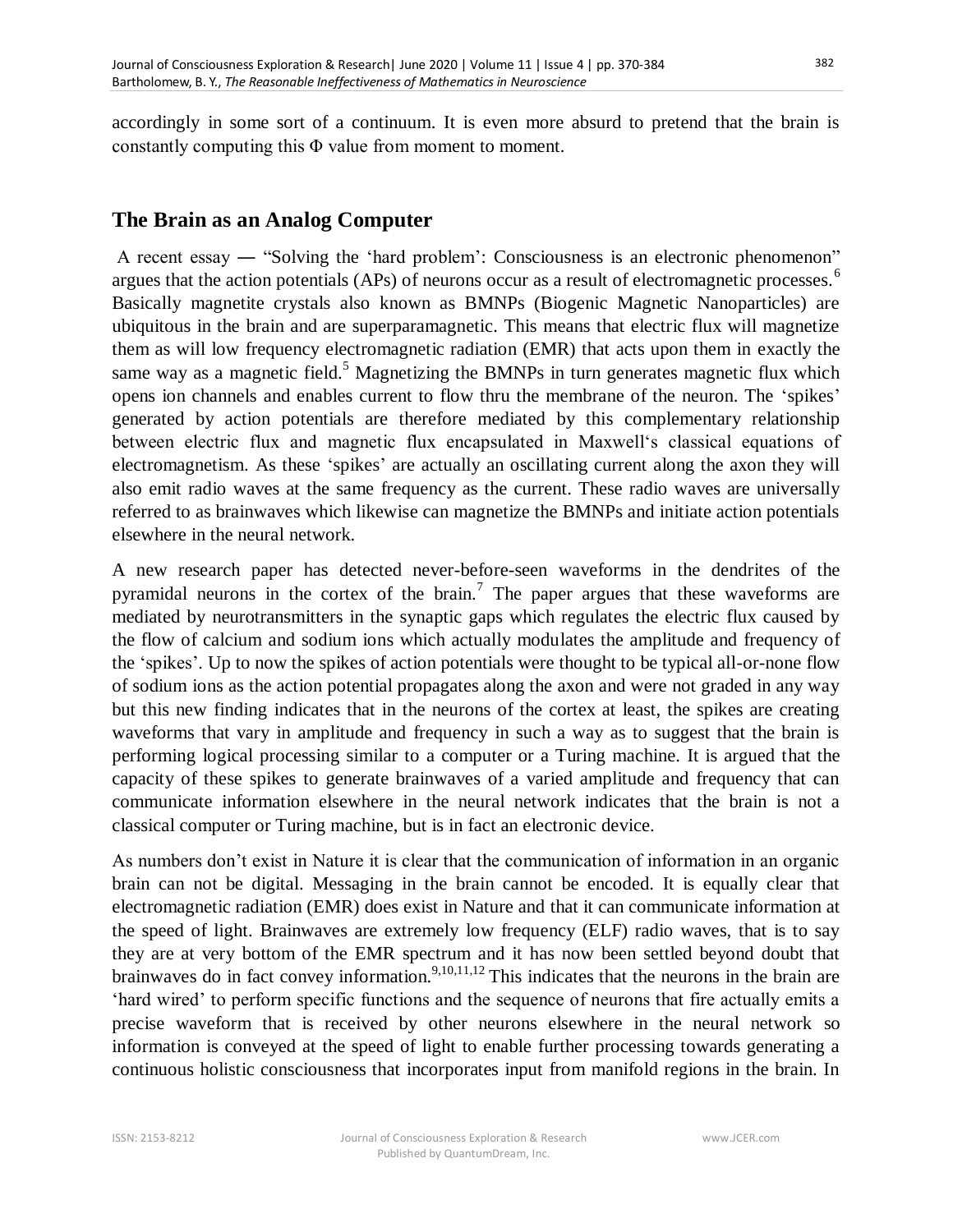accordingly in some sort of a continuum. It is even more absurd to pretend that the brain is constantly computing this Φ value from moment to moment.

## The Brain as an Analog Computer

A recent essay — "Solving the 'hard problem': Consciousness is an electronic phenomenon" argues that the action potentials (APs) of neurons occur as a result of electromagnetic processes.[6] Basically magnetite crystals also known as BMNPs (Biogenic Magnetic Nanoparticles) are ubiquitous in the brain and are superparamagnetic. This means that electric flux will magnetize them as will low frequency electromagnetic radiation (EMR) that acts upon them in exactly the same way as a magnetic field.[5] Magnetizing the BMNPs in turn generates magnetic flux which opens ion channels and enables current to flow thru the membrane of the neuron. The 'spikes' generated by action potentials are therefore mediated by this complementary relationship between electric flux and magnetic flux encapsulated in Maxwell's classical equations of electromagnetism. As these 'spikes' are actually an oscillating current along the axon they will also emit radio waves at the same frequency as the current. These radio waves are universally referred to as brainwaves which likewise can magnetize the BMNPs and initiate action potentials elsewhere in the neural network.

A new research paper has detected never-before-seen waveforms in the dendrites of the pyramidal neurons in the cortex of the brain.[7] The paper argues that these waveforms are mediated by neurotransmitters in the synaptic gaps which regulates the electric flux caused by the flow of calcium and sodium ions which actually modulates the amplitude and frequency of the 'spikes'. Up to now the spikes of action potentials were thought to be typical all-or-none flow of sodium ions as the action potential propagates along the axon and were not graded in any way but this new finding indicates that in the neurons of the cortex at least, the spikes are creating waveforms that vary in amplitude and frequency in such a way as to suggest that the brain is performing logical processing similar to a computer or a Turing machine. It is argued that the capacity of these spikes to generate brainwaves of a varied amplitude and frequency that can communicate information elsewhere in the neural network indicates that the brain is not a classical computer or Turing machine, but is in fact an electronic device.

As numbers don't exist in Nature it is clear that the communication of information in an organic brain can not be digital. Messaging in the brain cannot be encoded. It is equally clear that electromagnetic radiation (EMR) does exist in Nature and that it can communicate information at the speed of light. Brainwaves are extremely low frequency (ELF) radio waves, that is to say they are at very bottom of the EMR spectrum and it has now been settled beyond doubt that brainwaves do in fact convey information.[9,10,11,12] This indicates that the neurons in the brain are 'hard wired' to perform specific functions and the sequence of neurons that fire actually emits a precise waveform that is received by other neurons elsewhere in the neural network so information is conveyed at the speed of light to enable further processing towards generating a continuous holistic consciousness that incorporates input from manifold regions in the brain. In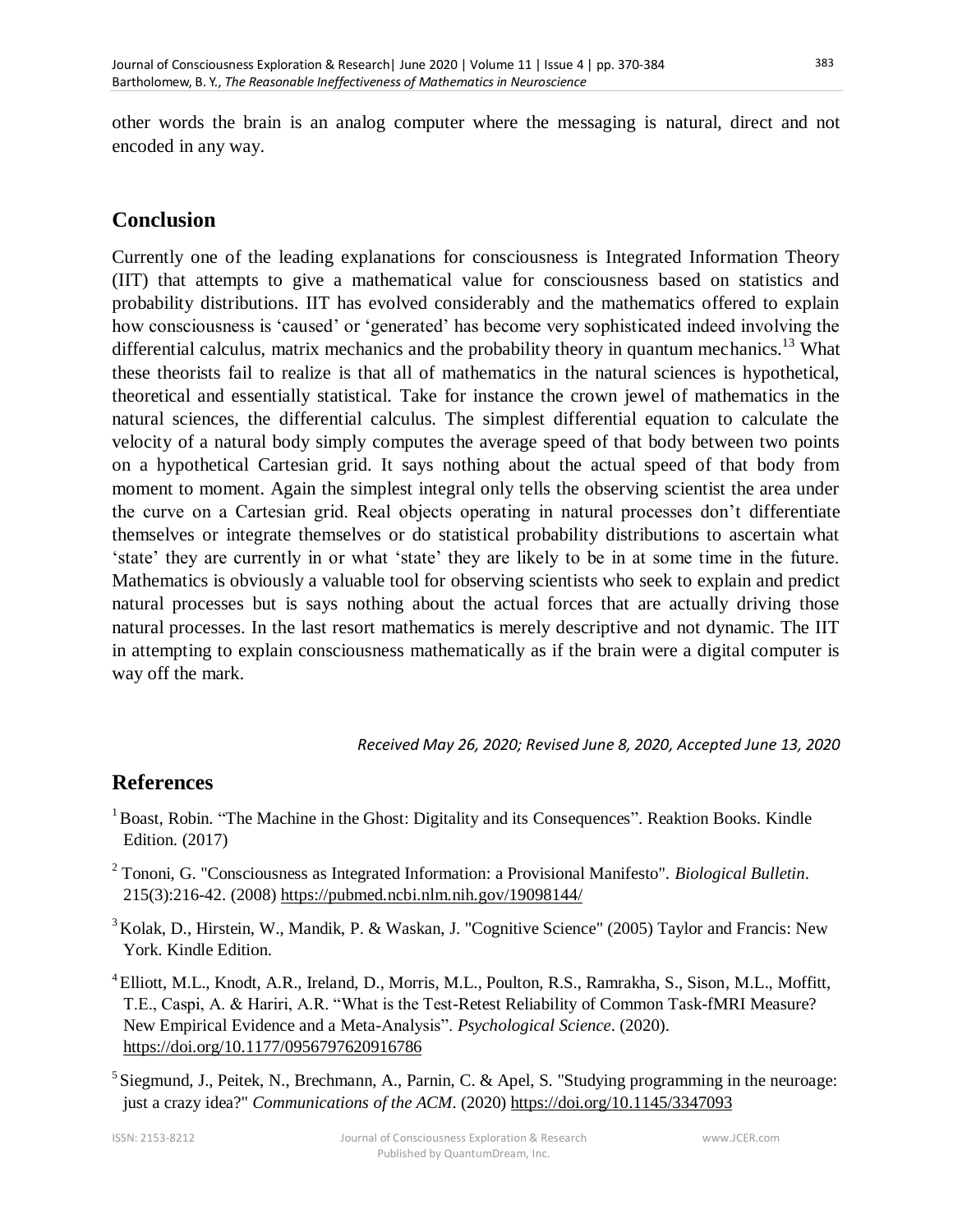other words the brain is an analog computer where the messaging is natural, direct and not encoded in any way.

## Conclusion

Currently one of the leading explanations for consciousness is Integrated Information Theory (IIT) that attempts to give a mathematical value for consciousness based on statistics and probability distributions. IIT has evolved considerably and the mathematics offered to explain how consciousness is 'caused' or 'generated' has become very sophisticated indeed involving the differential calculus, matrix mechanics and the probability theory in quantum mechanics.[13] What these theorists fail to realize is that all of mathematics in the natural sciences is hypothetical, theoretical and essentially statistical. Take for instance the crown jewel of mathematics in the natural sciences, the differential calculus. The simplest differential equation to calculate the velocity of a natural body simply computes the average speed of that body between two points on a hypothetical Cartesian grid. It says nothing about the actual speed of that body from moment to moment. Again the simplest integral only tells the observing scientist the area under the curve on a Cartesian grid. Real objects operating in natural processes don't differentiate themselves or integrate themselves or do statistical probability distributions to ascertain what 'state' they are currently in or what 'state' they are likely to be in at some time in the future. Mathematics is obviously a valuable tool for observing scientists who seek to explain and predict natural processes but is says nothing about the actual forces that are actually driving those natural processes. In the last resort mathematics is merely descriptive and not dynamic. The IIT in attempting to explain consciousness mathematically as if the brain were a digital computer is way off the mark.

*Received May 26, 2020; Revised June 8, 2020, Accepted June 13, 2020*

## References

[1] Boast, Robin. "The Machine in the Ghost: Digitality and its Consequences". Reaktion Books. Kindle Edition. (2017)

[2] Tononi, G. "Consciousness as Integrated Information: a Provisional Manifesto". *Biological Bulletin*. 215(3):216-42. (2008) https://pubmed.ncbi.nlm.nih.gov/19098144/

[3] Kolak, D., Hirstein, W., Mandik, P. & Waskan, J. "Cognitive Science" (2005) Taylor and Francis: New York. Kindle Edition.

[4] Elliott, M.L., Knodt, A.R., Ireland, D., Morris, M.L., Poulton, R.S., Ramrakha, S., Sison, M.L., Moffitt, T.E., Caspi, A. & Hariri, A.R. "What is the Test-Retest Reliability of Common Task-fMRI Measure? New Empirical Evidence and a Meta-Analysis". *Psychological Science*. (2020). https://doi.org/10.1177/0956797620916786

[5] Siegmund, J., Peitek, N., Brechmann, A., Parnin, C. & Apel, S. "Studying programming in the neuroage: just a crazy idea?" *Communications of the ACM*. (2020) https://doi.org/10.1145/3347093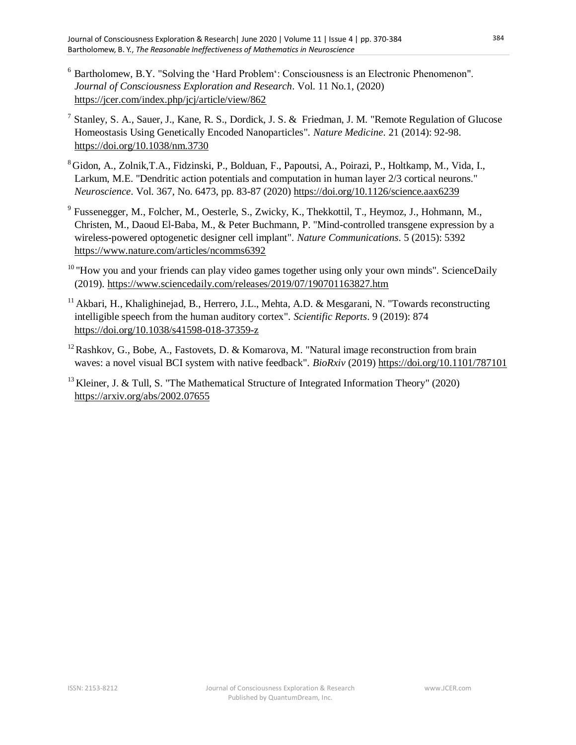[6] Bartholomew, B.Y. "Solving the 'Hard Problem': Consciousness is an Electronic Phenomenon". *Journal of Consciousness Exploration and Research*. Vol. 11 No.1, (2020) https://jcer.com/index.php/jcj/article/view/862

[7] Stanley, S. A., Sauer, J., Kane, R. S., Dordick, J. S. & Friedman, J. M. "Remote Regulation of Glucose Homeostasis Using Genetically Encoded Nanoparticles". *Nature Medicine*. 21 (2014): 92-98. https://doi.org/10.1038/nm.3730

[8] Gidon, A., Zolnik,T.A., Fidzinski, P., Bolduan, F., Papoutsi, A., Poirazi, P., Holtkamp, M., Vida, I., Larkum, M.E. "Dendritic action potentials and computation in human layer 2/3 cortical neurons." *Neuroscience*. Vol. 367, No. 6473, pp. 83-87 (2020) https://doi.org/10.1126/science.aax6239

[9] Fussenegger, M., Folcher, M., Oesterle, S., Zwicky, K., Thekkottil, T., Heymoz, J., Hohmann, M., Christen, M., Daoud El-Baba, M., & Peter Buchmann, P. "Mind-controlled transgene expression by a wireless-powered optogenetic designer cell implant". *Nature Communications*. 5 (2015): 5392 https://www.nature.com/articles/ncomms6392

[10] "How you and your friends can play video games together using only your own minds". ScienceDaily (2019). https://www.sciencedaily.com/releases/2019/07/190701163827.htm

[11] Akbari, H., Khalighinejad, B., Herrero, J.L., Mehta, A.D. & Mesgarani, N. "Towards reconstructing intelligible speech from the human auditory cortex". *Scientific Reports*. 9 (2019): 874 https://doi.org/10.1038/s41598-018-37359-z

[12] Rashkov, G., Bobe, A., Fastovets, D. & Komarova, M. "Natural image reconstruction from brain waves: a novel visual BCI system with native feedback". *BioRxiv* (2019) https://doi.org/10.1101/787101

[13] Kleiner, J. & Tull, S. "The Mathematical Structure of Integrated Information Theory" (2020) https://arxiv.org/abs/2002.07655